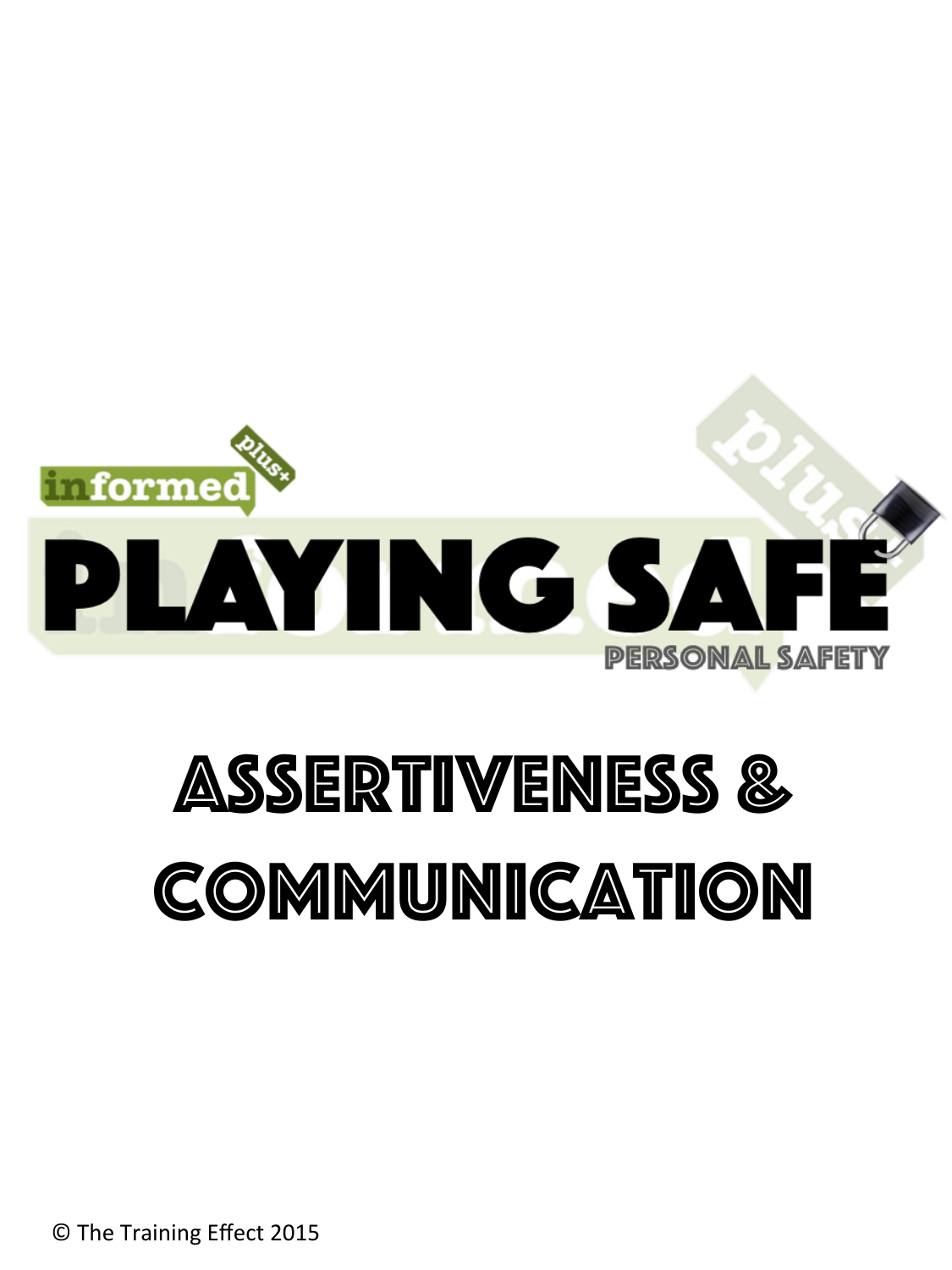informed plus+

# PLAYING SAFE

PERSONAL SAFETY

# ASSERTIVENESS & COMMUNICATION

© The Training Effect 2015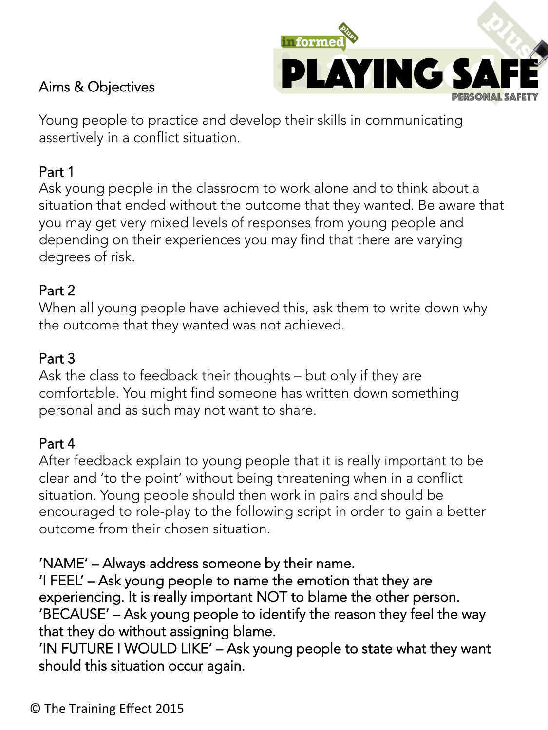## Aims & Objectives

Young people to practice and develop their skills in communicating assertively in a conflict situation.

### Part 1

Ask young people in the classroom to work alone and to think about a situation that ended without the outcome that they wanted. Be aware that you may get very mixed levels of responses from young people and depending on their experiences you may find that there are varying degrees of risk.

### Part 2

When all young people have achieved this, ask them to write down why the outcome that they wanted was not achieved.

### Part 3

Ask the class to feedback their thoughts – but only if they are comfortable. You might find someone has written down something personal and as such may not want to share.

### Part 4

After feedback explain to young people that it is really important to be clear and 'to the point' without being threatening when in a conflict situation. Young people should then work in pairs and should be encouraged to role-play to the following script in order to gain a better outcome from their chosen situation.

'NAME' – Always address someone by their name.
'I FEEL' – Ask young people to name the emotion that they are experiencing. It is really important NOT to blame the other person.
'BECAUSE' – Ask young people to identify the reason they feel the way that they do without assigning blame.
'IN FUTURE I WOULD LIKE' – Ask young people to state what they want should this situation occur again.

© The Training Effect 2015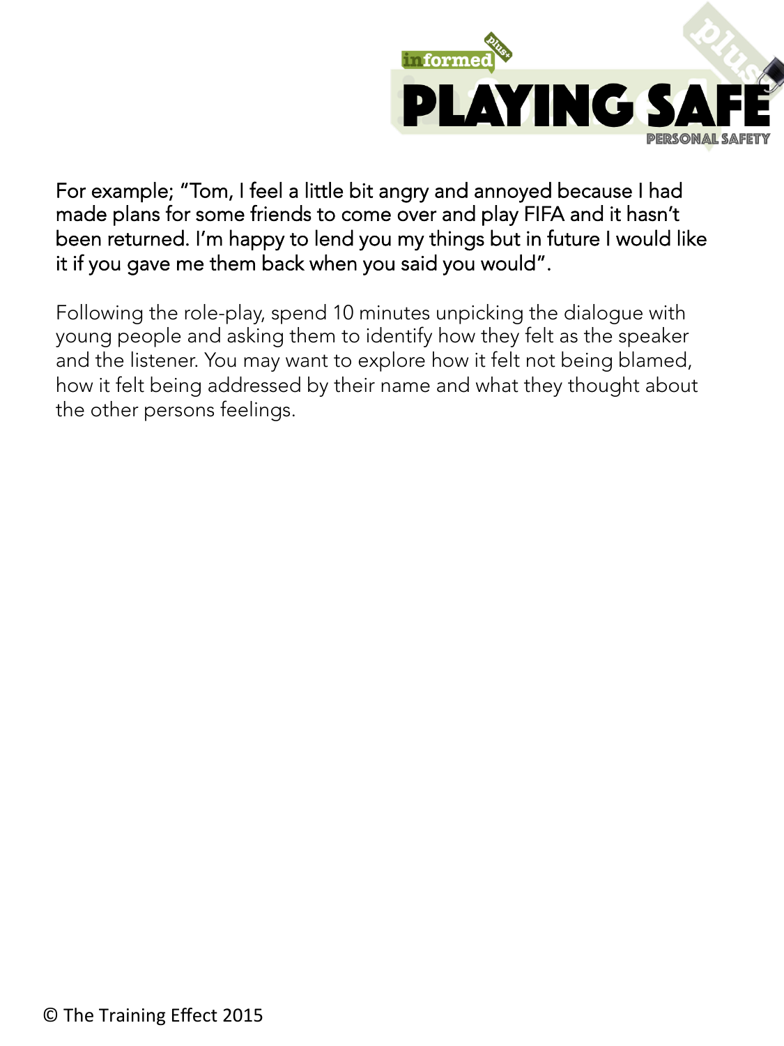For example; "Tom, I feel a little bit angry and annoyed because I had made plans for some friends to come over and play FIFA and it hasn't been returned. I'm happy to lend you my things but in future I would like it if you gave me them back when you said you would".

Following the role-play, spend 10 minutes unpicking the dialogue with young people and asking them to identify how they felt as the speaker and the listener. You may want to explore how it felt not being blamed, how it felt being addressed by their name and what they thought about the other persons feelings.